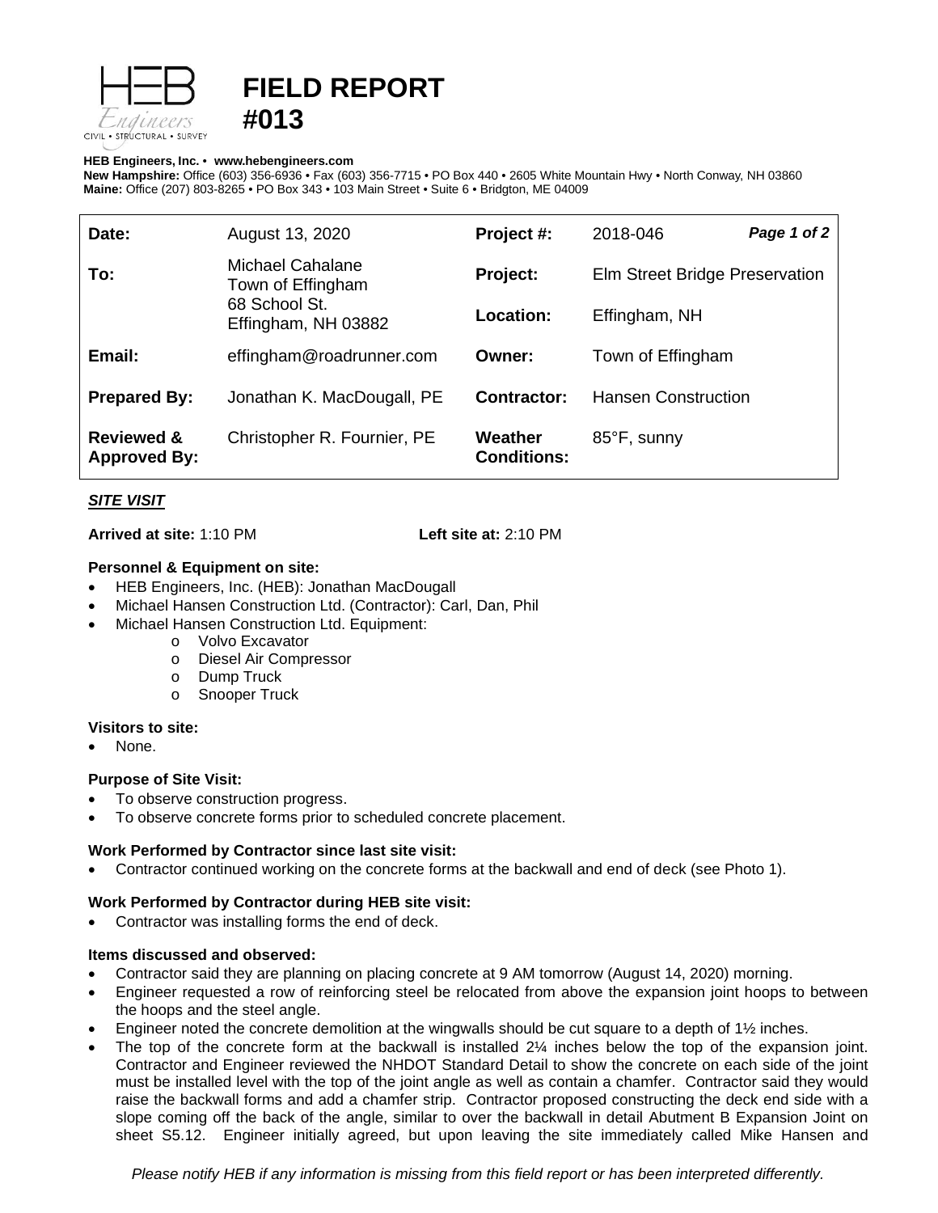# FIELD REPORT #013

**HEB Engineers, Inc.** • **www.hebengineers.com**
**New Hampshire:** Office (603) 356-6936 • Fax (603) 356-7715 • PO Box 440 • 2605 White Mountain Hwy • North Conway, NH 03860
**Maine:** Office (207) 803-8265 • PO Box 343 • 103 Main Street • Suite 6 • Bridgton, ME 04009

| | | | |
|---|---|---|---|
| **Date:** | August 13, 2020 | **Project #:** | 2018-046 *Page 1 of 2* |
| **To:** | Michael Cahalane<br>Town of Effingham<br>68 School St.<br>Effingham, NH 03882 | **Project:** | Elm Street Bridge Preservation |
| | | **Location:** | Effingham, NH |
| **Email:** | effingham@roadrunner.com | **Owner:** | Town of Effingham |
| **Prepared By:** | Jonathan K. MacDougall, PE | **Contractor:** | Hansen Construction |
| **Reviewed & Approved By:** | Christopher R. Fournier, PE | **Weather Conditions:** | 85°F, sunny |

## *SITE VISIT*

**Arrived at site:** 1:10 PM **Left site at:** 2:10 PM

### Personnel & Equipment on site:

- HEB Engineers, Inc. (HEB): Jonathan MacDougall
- Michael Hansen Construction Ltd. (Contractor): Carl, Dan, Phil
- Michael Hansen Construction Ltd. Equipment:
  - Volvo Excavator
  - Diesel Air Compressor
  - Dump Truck
  - Snooper Truck

### Visitors to site:

- None.

### Purpose of Site Visit:

- To observe construction progress.
- To observe concrete forms prior to scheduled concrete placement.

### Work Performed by Contractor since last site visit:

- Contractor continued working on the concrete forms at the backwall and end of deck (see Photo 1).

### Work Performed by Contractor during HEB site visit:

- Contractor was installing forms the end of deck.

### Items discussed and observed:

- Contractor said they are planning on placing concrete at 9 AM tomorrow (August 14, 2020) morning.
- Engineer requested a row of reinforcing steel be relocated from above the expansion joint hoops to between the hoops and the steel angle.
- Engineer noted the concrete demolition at the wingwalls should be cut square to a depth of 1½ inches.
- The top of the concrete form at the backwall is installed 2¼ inches below the top of the expansion joint. Contractor and Engineer reviewed the NHDOT Standard Detail to show the concrete on each side of the joint must be installed level with the top of the joint angle as well as contain a chamfer. Contractor said they would raise the backwall forms and add a chamfer strip. Contractor proposed constructing the deck end side with a slope coming off the back of the angle, similar to over the backwall in detail Abutment B Expansion Joint on sheet S5.12. Engineer initially agreed, but upon leaving the site immediately called Mike Hansen and

*Please notify HEB if any information is missing from this field report or has been interpreted differently.*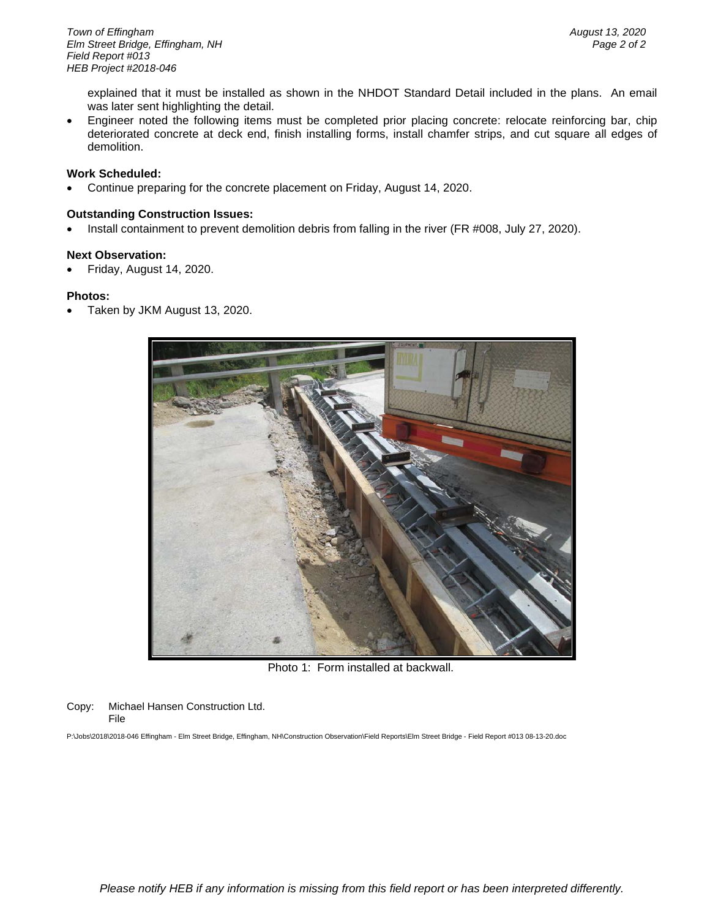explained that it must be installed as shown in the NHDOT Standard Detail included in the plans. An email was later sent highlighting the detail.

- Engineer noted the following items must be completed prior placing concrete: relocate reinforcing bar, chip deteriorated concrete at deck end, finish installing forms, install chamfer strips, and cut square all edges of demolition.

**Work Scheduled:**

- Continue preparing for the concrete placement on Friday, August 14, 2020.

**Outstanding Construction Issues:**

- Install containment to prevent demolition debris from falling in the river (FR #008, July 27, 2020).

**Next Observation:**

- Friday, August 14, 2020.

**Photos:**

- Taken by JKM August 13, 2020.

Photo 1: Form installed at backwall.

Copy: Michael Hansen Construction Ltd.
File

P:\Jobs\2018\2018-046 Effingham - Elm Street Bridge, Effingham, NH\Construction Observation\Field Reports\Elm Street Bridge - Field Report #013 08-13-20.doc

*Please notify HEB if any information is missing from this field report or has been interpreted differently.*